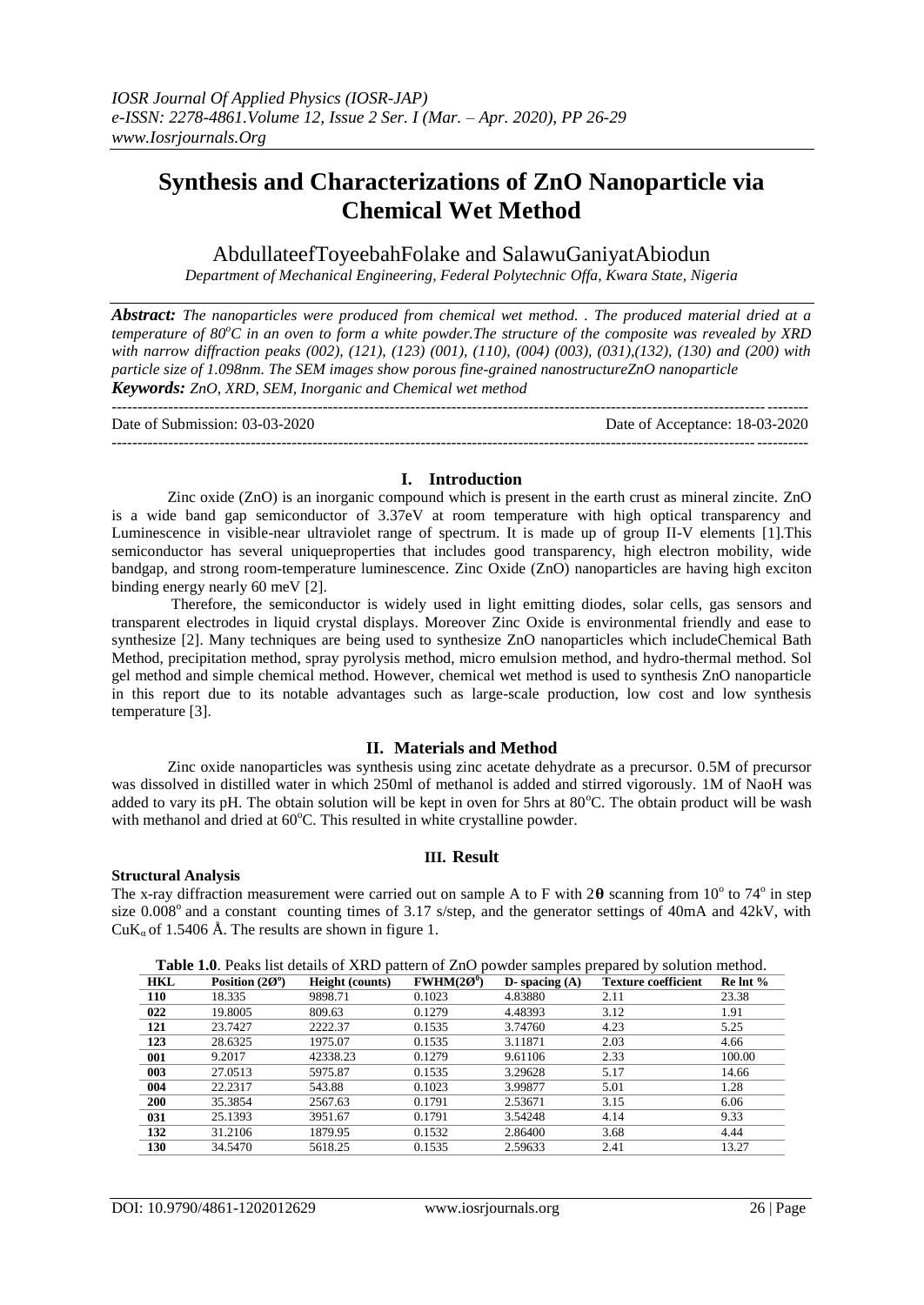# Synthesis and Characterizations of ZnO Nanoparticle via Chemical Wet Method

AbdullateefToyeebahFolake and SalawuGaniyatAbiodun

*Department of Mechanical Engineering, Federal Polytechnic Offa, Kwara State, Nigeria*

***Abstract:*** *The nanoparticles were produced from chemical wet method. . The produced material dried at a temperature of 80°C in an oven to form a white powder.The structure of the composite was revealed by XRD with narrow diffraction peaks (002), (121), (123) (001), (110), (004) (003), (031),(132), (130) and (200) with particle size of 1.098nm. The SEM images show porous fine-grained nanostructureZnO nanoparticle*

***Keywords:*** *ZnO, XRD, SEM, Inorganic and Chemical wet method*

---

Date of Submission: 03-03-2020 Date of Acceptance: 18-03-2020

---

## I. Introduction

Zinc oxide (ZnO) is an inorganic compound which is present in the earth crust as mineral zincite. ZnO is a wide band gap semiconductor of 3.37eV at room temperature with high optical transparency and Luminescence in visible-near ultraviolet range of spectrum. It is made up of group II-V elements [1].This semiconductor has several uniqueproperties that includes good transparency, high electron mobility, wide bandgap, and strong room-temperature luminescence. Zinc Oxide (ZnO) nanoparticles are having high exciton binding energy nearly 60 meV [2].

Therefore, the semiconductor is widely used in light emitting diodes, solar cells, gas sensors and transparent electrodes in liquid crystal displays. Moreover Zinc Oxide is environmental friendly and ease to synthesize [2]. Many techniques are being used to synthesize ZnO nanoparticles which includeChemical Bath Method, precipitation method, spray pyrolysis method, micro emulsion method, and hydro-thermal method. Sol gel method and simple chemical method. However, chemical wet method is used to synthesis ZnO nanoparticle in this report due to its notable advantages such as large-scale production, low cost and low synthesis temperature [3].

## II. Materials and Method

Zinc oxide nanoparticles was synthesis using zinc acetate dehydrate as a precursor. 0.5M of precursor was dissolved in distilled water in which 250ml of methanol is added and stirred vigorously. 1M of NaoH was added to vary its pH. The obtain solution will be kept in oven for 5hrs at 80°C. The obtain product will be wash with methanol and dried at 60°C. This resulted in white crystalline powder.

## III. Result

**Structural Analysis**

The x-ray diffraction measurement were carried out on sample A to F with 2**θ** scanning from 10° to 74° in step size 0.008° and a constant counting times of 3.17 s/step, and the generator settings of 40mA and 42kV, with $CuK_{\alpha}$ of 1.5406 Å. The results are shown in figure 1.

**Table 1.0**. Peaks list details of XRD pattern of ZnO powder samples prepared by solution method.

| HKL | Position (2Ø°) | Height (counts) | FWHM(2Ø°) | D- spacing (A) | Texture coefficient | Re Int % |
|---|---|---|---|---|---|---|
| 110 | 18.335 | 9898.71 | 0.1023 | 4.83880 | 2.11 | 23.38 |
| 022 | 19.8005 | 809.63 | 0.1279 | 4.48393 | 3.12 | 1.91 |
| 121 | 23.7427 | 2222.37 | 0.1535 | 3.74760 | 4.23 | 5.25 |
| 123 | 28.6325 | 1975.07 | 0.1535 | 3.11871 | 2.03 | 4.66 |
| 001 | 9.2017 | 42338.23 | 0.1279 | 9.61106 | 2.33 | 100.00 |
| 003 | 27.0513 | 5975.87 | 0.1535 | 3.29628 | 5.17 | 14.66 |
| 004 | 22.2317 | 543.88 | 0.1023 | 3.99877 | 5.01 | 1.28 |
| 200 | 35.3854 | 2567.63 | 0.1791 | 2.53671 | 3.15 | 6.06 |
| 031 | 25.1393 | 3951.67 | 0.1791 | 3.54248 | 4.14 | 9.33 |
| 132 | 31.2106 | 1879.95 | 0.1532 | 2.86400 | 3.68 | 4.44 |
| 130 | 34.5470 | 5618.25 | 0.1535 | 2.59633 | 2.41 | 13.27 |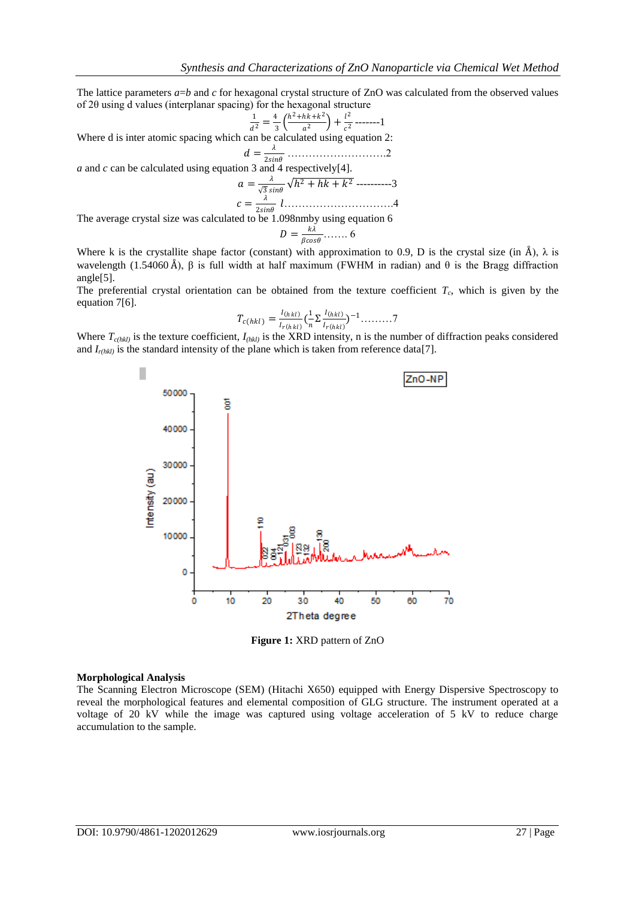The lattice parameters $a=b$ and $c$ for hexagonal crystal structure of ZnO was calculated from the observed values of 2θ using d values (interplanar spacing) for the hexagonal structure

$$\frac{1}{d^2} = \frac{4}{3}\left(\frac{h^2+hk+k^2}{a^2}\right) + \frac{l^2}{c^2} \text{-------}1$$

Where d is inter atomic spacing which can be calculated using equation 2:

$$d = \frac{\lambda}{2sin\theta} \text{...........................}2$$

$a$ and $c$ can be calculated using equation 3 and 4 respectively[4].

$$a = \frac{\lambda}{\sqrt{3}\,sin\theta}\sqrt{h^2+hk+k^2} \text{----------}3$$

$$c = \frac{\lambda}{2sin\theta}\, l \text{..............................}4$$

The average crystal size was calculated to be 1.098nmby using equation 6

$$D = \frac{k\lambda}{\beta cos\theta} \text{.......}\ 6$$

Where k is the crystallite shape factor (constant) with approximation to 0.9, D is the crystal size (in Å), λ is wavelength (1.54060 Å), β is full width at half maximum (FWHM in radian) and θ is the Bragg diffraction angle[5].

The preferential crystal orientation can be obtained from the texture coefficient $T_c$, which is given by the equation 7[6].

$$T_{c(hkl)} = \frac{I_{(hkl)}}{I_{r(hkl)}}\left(\frac{1}{n}\sum\frac{I_{(hkl)}}{I_{r(hkl)}}\right)^{-1} \text{.........}7$$

Where $T_{c(hkl)}$ is the texture coefficient, $I_{(hkl)}$ is the XRD intensity, n is the number of diffraction peaks considered and $I_{r(hkl)}$ is the standard intensity of the plane which is taken from reference data[7].

**Figure 1:** XRD pattern of ZnO

## Morphological Analysis

The Scanning Electron Microscope (SEM) (Hitachi X650) equipped with Energy Dispersive Spectroscopy to reveal the morphological features and elemental composition of GLG structure. The instrument operated at a voltage of 20 kV while the image was captured using voltage acceleration of 5 kV to reduce charge accumulation to the sample.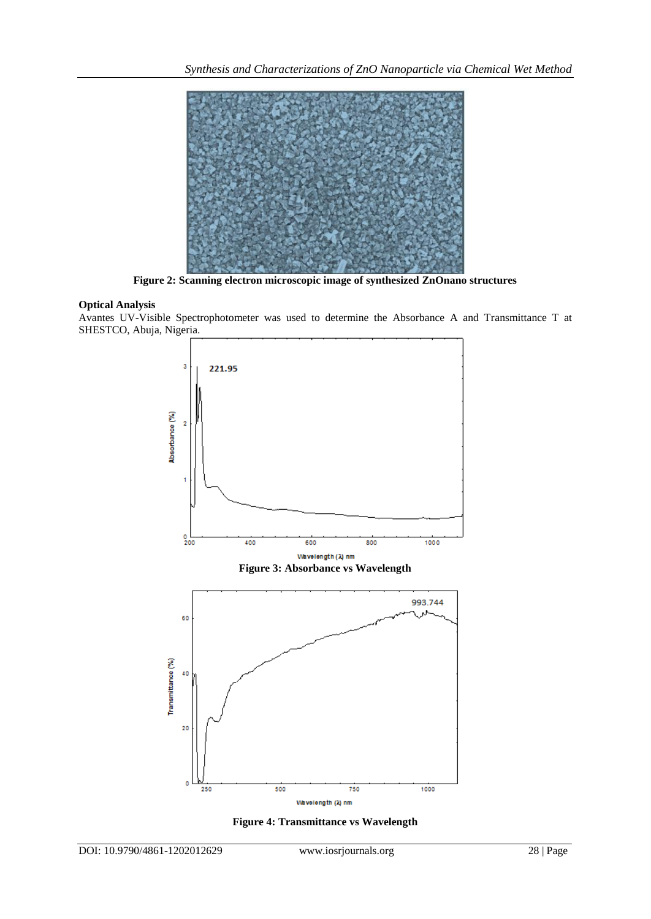Figure 2: Scanning electron microscopic image of synthesized ZnOnano structures

**Optical Analysis**

Avantes UV-Visible Spectrophotometer was used to determine the Absorbance A and Transmittance T at SHESTCO, Abuja, Nigeria.

Figure 3: Absorbance vs Wavelength

Figure 4: Transmittance vs Wavelength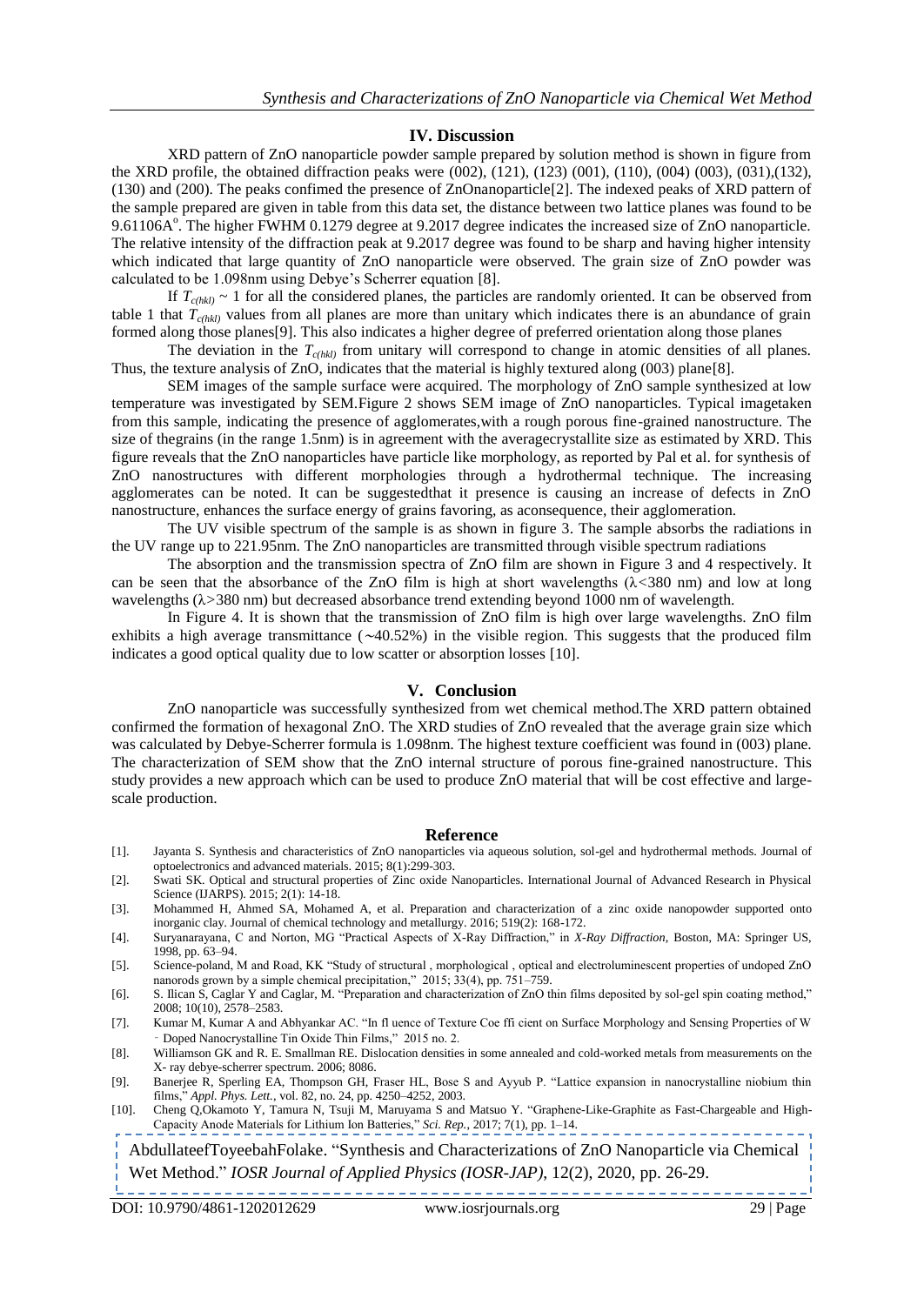## IV. Discussion

XRD pattern of ZnO nanoparticle powder sample prepared by solution method is shown in figure from the XRD profile, the obtained diffraction peaks were (002), (121), (123) (001), (110), (004) (003), (031),(132), (130) and (200). The peaks confimed the presence of ZnOnanoparticle[2]. The indexed peaks of XRD pattern of the sample prepared are given in table from this data set, the distance between two lattice planes was found to be 9.61106A°. The higher FWHM 0.1279 degree at 9.2017 degree indicates the increased size of ZnO nanoparticle. The relative intensity of the diffraction peak at 9.2017 degree was found to be sharp and having higher intensity which indicated that large quantity of ZnO nanoparticle were observed. The grain size of ZnO powder was calculated to be 1.098nm using Debye's Scherrer equation [8].

If $T_{c(hkl)} \sim 1$ for all the considered planes, the particles are randomly oriented. It can be observed from table 1 that $T_{c(hkl)}$ values from all planes are more than unitary which indicates there is an abundance of grain formed along those planes[9]. This also indicates a higher degree of preferred orientation along those planes

The deviation in the $T_{c(hkl)}$ from unitary will correspond to change in atomic densities of all planes. Thus, the texture analysis of ZnO, indicates that the material is highly textured along (003) plane[8].

SEM images of the sample surface were acquired. The morphology of ZnO sample synthesized at low temperature was investigated by SEM.Figure 2 shows SEM image of ZnO nanoparticles. Typical imagetaken from this sample, indicating the presence of agglomerates,with a rough porous fine-grained nanostructure. The size of thegrains (in the range 1.5nm) is in agreement with the averagecrystallite size as estimated by XRD. This figure reveals that the ZnO nanoparticles have particle like morphology, as reported by Pal et al. for synthesis of ZnO nanostructures with different morphologies through a hydrothermal technique. The increasing agglomerates can be noted. It can be suggestedthat it presence is causing an increase of defects in ZnO nanostructure, enhances the surface energy of grains favoring, as aconsequence, their agglomeration.

The UV visible spectrum of the sample is as shown in figure 3. The sample absorbs the radiations in the UV range up to 221.95nm. The ZnO nanoparticles are transmitted through visible spectrum radiations

The absorption and the transmission spectra of ZnO film are shown in Figure 3 and 4 respectively. It can be seen that the absorbance of the ZnO film is high at short wavelengths ($\lambda$<380 nm) and low at long wavelengths ($\lambda$>380 nm) but decreased absorbance trend extending beyond 1000 nm of wavelength.

In Figure 4. It is shown that the transmission of ZnO film is high over large wavelengths. ZnO film exhibits a high average transmittance (∼40.52%) in the visible region. This suggests that the produced film indicates a good optical quality due to low scatter or absorption losses [10].

## V. Conclusion

ZnO nanoparticle was successfully synthesized from wet chemical method.The XRD pattern obtained confirmed the formation of hexagonal ZnO. The XRD studies of ZnO revealed that the average grain size which was calculated by Debye-Scherrer formula is 1.098nm. The highest texture coefficient was found in (003) plane. The characterization of SEM show that the ZnO internal structure of porous fine-grained nanostructure. This study provides a new approach which can be used to produce ZnO material that will be cost effective and large-scale production.

## Reference

[1]. Jayanta S. Synthesis and characteristics of ZnO nanoparticles via aqueous solution, sol-gel and hydrothermal methods. Journal of optoelectronics and advanced materials. 2015; 8(1):299-303.

[2]. Swati SK. Optical and structural properties of Zinc oxide Nanoparticles. International Journal of Advanced Research in Physical Science (IJARPS). 2015; 2(1): 14-18.

[3]. Mohammed H, Ahmed SA, Mohamed A, et al. Preparation and characterization of a zinc oxide nanopowder supported onto inorganic clay. Journal of chemical technology and metallurgy. 2016; 519(2): 168-172.

[4]. Suryanarayana, C and Norton, MG "Practical Aspects of X-Ray Diffraction," in *X-Ray Diffraction*, Boston, MA: Springer US, 1998, pp. 63–94.

[5]. Science-poland, M and Road, KK "Study of structural , morphological , optical and electroluminescent properties of undoped ZnO nanorods grown by a simple chemical precipitation," 2015; 33(4), pp. 751–759.

[6]. S. Ilican S, Caglar Y and Caglar, M. "Preparation and characterization of ZnO thin films deposited by sol-gel spin coating method," 2008; 10(10), 2578–2583.

[7]. Kumar M, Kumar A and Abhyankar AC. "In fl uence of Texture Coe ffi cient on Surface Morphology and Sensing Properties of W - Doped Nanocrystalline Tin Oxide Thin Films," 2015 no. 2.

[8]. Williamson GK and R. E. Smallman RE. Dislocation densities in some annealed and cold-worked metals from measurements on the X- ray debye-scherrer spectrum. 2006; 8086.

[9]. Banerjee R, Sperling EA, Thompson GH, Fraser HL, Bose S and Ayyub P. "Lattice expansion in nanocrystalline niobium thin films," *Appl. Phys. Lett.*, vol. 82, no. 24, pp. 4250–4252, 2003.

[10]. Cheng Q,Okamoto Y, Tamura N, Tsuji M, Maruyama S and Matsuo Y. "Graphene-Like-Graphite as Fast-Chargeable and High-Capacity Anode Materials for Lithium Ion Batteries," *Sci. Rep.*, 2017; 7(1), pp. 1–14.

AbdullateefToyeebahFolake. "Synthesis and Characterizations of ZnO Nanoparticle via Chemical Wet Method." *IOSR Journal of Applied Physics (IOSR-JAP)*, 12(2), 2020, pp. 26-29.